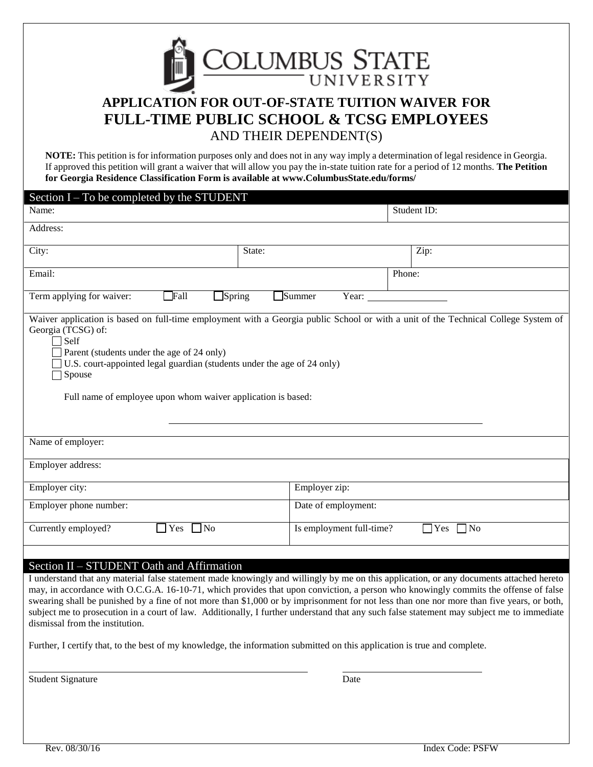# APPLICATION FOR OUT-OF-STATE TUITION WAIVER FOR FULL-TIME PUBLIC SCHOOL & TCSG EMPLOYEES

AND THEIR DEPENDENT(S)

**NOTE:** This petition is for information purposes only and does not in any way imply a determination of legal residence in Georgia. If approved this petition will grant a waiver that will allow you pay the in-state tuition rate for a period of 12 months. **The Petition for Georgia Residence Classification Form is available at www.ColumbusState.edu/forms/**

## Section I – To be completed by the STUDENT

| Name: | | Student ID: |
|---|---|---|
| Address: | | |
| City: | State: | Zip: |
| Email: | | Phone: |

Term applying for waiver: ☐ Fall ☐ Spring ☐ Summer Year: ______________

Waiver application is based on full-time employment with a Georgia public School or with a unit of the Technical College System of Georgia (TCSG) of:

- ☐ Self
- ☐ Parent (students under the age of 24 only)
- ☐ U.S. court-appointed legal guardian (students under the age of 24 only)
- ☐ Spouse

Full name of employee upon whom waiver application is based:

______________________________________________

| Name of employer: | |
|---|---|
| Employer address: | |
| Employer city: | Employer zip: |
| Employer phone number: | Date of employment: |
| Currently employed? ☐ Yes ☐ No | Is employment full-time? ☐ Yes ☐ No |

## Section II – STUDENT Oath and Affirmation

I understand that any material false statement made knowingly and willingly by me on this application, or any documents attached hereto may, in accordance with O.C.G.A. 16-10-71, which provides that upon conviction, a person who knowingly commits the offense of false swearing shall be punished by a fine of not more than $1,000 or by imprisonment for not less than one nor more than five years, or both, subject me to prosecution in a court of law. Additionally, I further understand that any such false statement may subject me to immediate dismissal from the institution.

Further, I certify that, to the best of my knowledge, the information submitted on this application is true and complete.

______________________________________________ ______________________

Student Signature Date

Rev. 08/30/16 Index Code: PSFW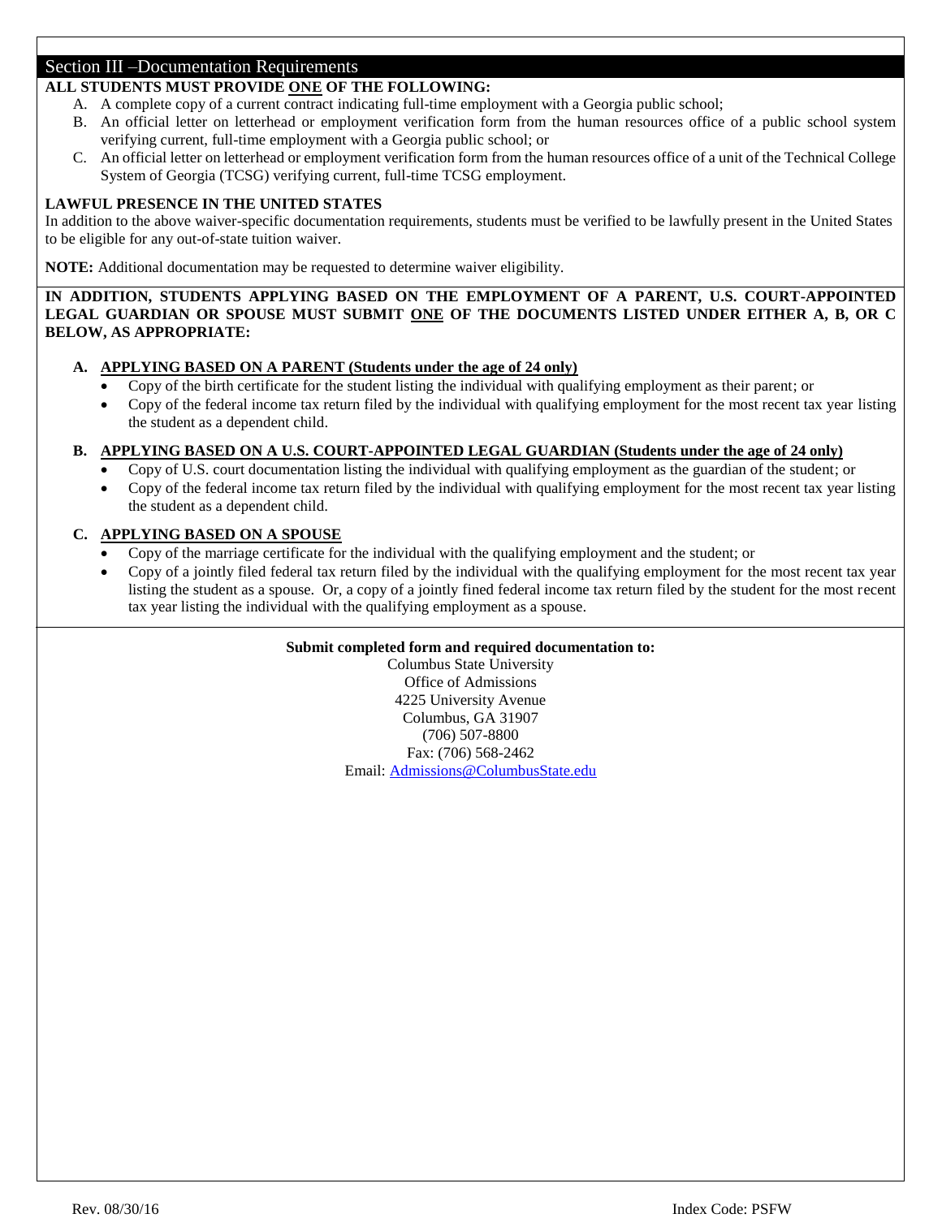## Section III –Documentation Requirements

**ALL STUDENTS MUST PROVIDE ONE OF THE FOLLOWING:**

A. A complete copy of a current contract indicating full-time employment with a Georgia public school;
B. An official letter on letterhead or employment verification form from the human resources office of a public school system verifying current, full-time employment with a Georgia public school; or
C. An official letter on letterhead or employment verification form from the human resources office of a unit of the Technical College System of Georgia (TCSG) verifying current, full-time TCSG employment.

**LAWFUL PRESENCE IN THE UNITED STATES**

In addition to the above waiver-specific documentation requirements, students must be verified to be lawfully present in the United States to be eligible for any out-of-state tuition waiver.

**NOTE:** Additional documentation may be requested to determine waiver eligibility.

**IN ADDITION, STUDENTS APPLYING BASED ON THE EMPLOYMENT OF A PARENT, U.S. COURT-APPOINTED LEGAL GUARDIAN OR SPOUSE MUST SUBMIT ONE OF THE DOCUMENTS LISTED UNDER EITHER A, B, OR C BELOW, AS APPROPRIATE:**

**A. APPLYING BASED ON A PARENT (Students under the age of 24 only)**

- Copy of the birth certificate for the student listing the individual with qualifying employment as their parent; or
- Copy of the federal income tax return filed by the individual with qualifying employment for the most recent tax year listing the student as a dependent child.

**B. APPLYING BASED ON A U.S. COURT-APPOINTED LEGAL GUARDIAN (Students under the age of 24 only)**

- Copy of U.S. court documentation listing the individual with qualifying employment as the guardian of the student; or
- Copy of the federal income tax return filed by the individual with qualifying employment for the most recent tax year listing the student as a dependent child.

**C. APPLYING BASED ON A SPOUSE**

- Copy of the marriage certificate for the individual with the qualifying employment and the student; or
- Copy of a jointly filed federal tax return filed by the individual with the qualifying employment for the most recent tax year listing the student as a spouse. Or, a copy of a jointly fined federal income tax return filed by the student for the most recent tax year listing the individual with the qualifying employment as a spouse.

**Submit completed form and required documentation to:**

Columbus State University
Office of Admissions
4225 University Avenue
Columbus, GA 31907
(706) 507-8800
Fax: (706) 568-2462
Email: Admissions@ColumbusState.edu

Rev. 08/30/16 Index Code: PSFW